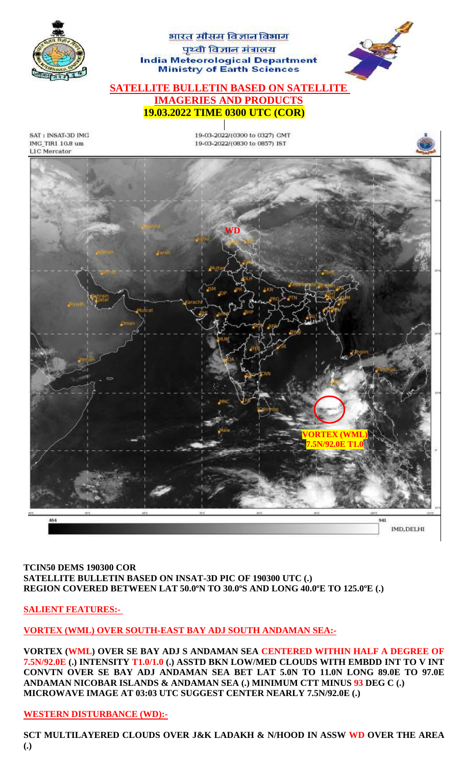भारत मौसम विज्ञान विभाग
पृथ्वी विज्ञान मंत्रालय
India Meteorological Department
Ministry of Earth Sciences

# SATELLITE BULLETIN BASED ON SATELLITE IMAGERIES AND PRODUCTS

## 19.03.2022 TIME 0300 UTC (COR)

**TCIN50 DEMS 190300 COR**
**SATELLITE BULLETIN BASED ON INSAT-3D PIC OF 190300 UTC (.)**
**REGION COVERED BETWEEN LAT 50.0ºN TO 30.0ºS AND LONG 40.0ºE TO 125.0ºE (.)**

## SALIENT FEATURES:-

### VORTEX (WML) OVER SOUTH-EAST BAY ADJ SOUTH ANDAMAN SEA:-

**VORTEX (WML) OVER SE BAY ADJ S ANDAMAN SEA CENTERED WITHIN HALF A DEGREE OF 7.5N/92.0E (.) INTENSITY T1.0/1.0 (.) ASSTD BKN LOW/MED CLOUDS WITH EMBDD INT TO V INT CONVTN OVER SE BAY ADJ ANDAMAN SEA BET LAT 5.0N TO 11.0N LONG 89.0E TO 97.0E ANDAMAN NICOBAR ISLANDS & ANDAMAN SEA (.) MINIMUM CTT MINUS 93 DEG C (.) MICROWAVE IMAGE AT 03:03 UTC SUGGEST CENTER NEARLY 7.5N/92.0E (.)**

### WESTERN DISTURBANCE (WD):-

**SCT MULTILAYERED CLOUDS OVER J&K LADAKH & N/HOOD IN ASSW WD OVER THE AREA (.)**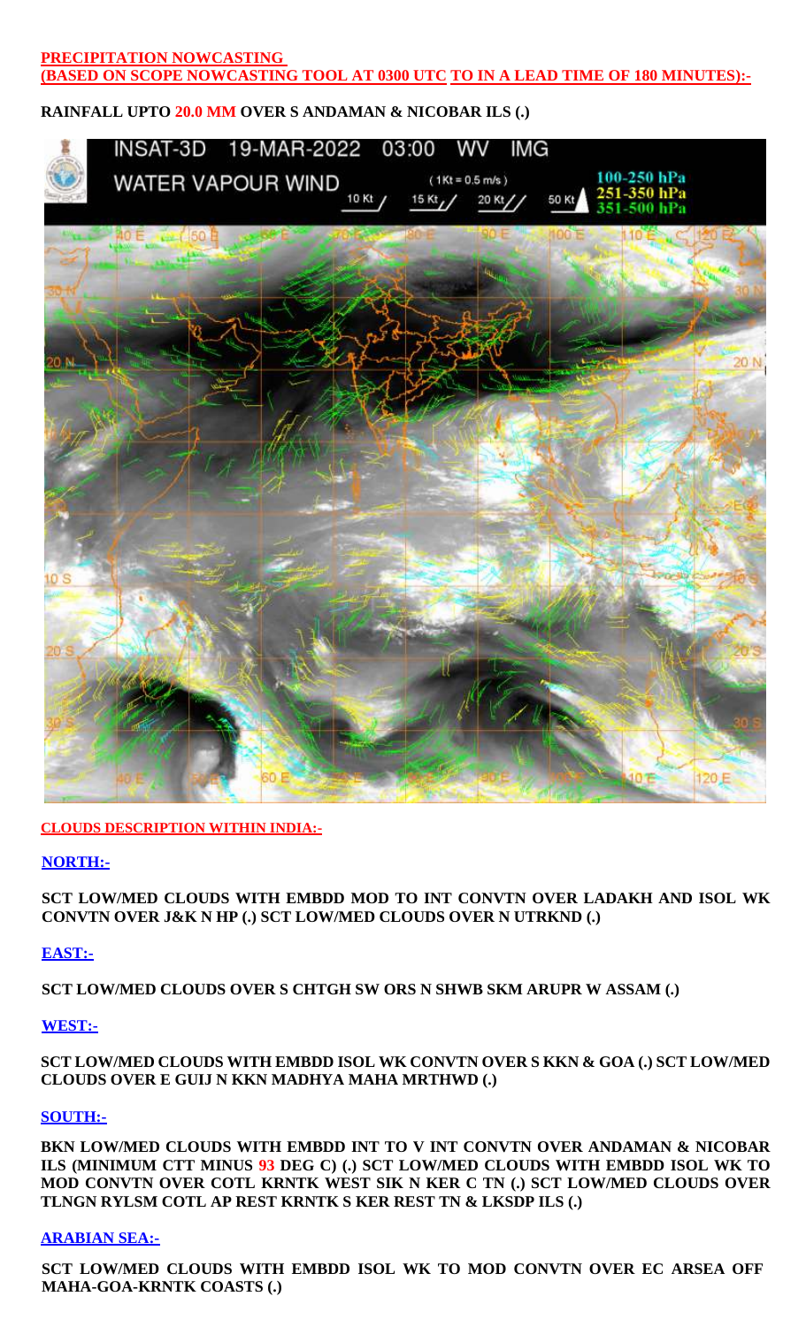**PRECIPITATION NOWCASTING**
**(BASED ON SCOPE NOWCASTING TOOL AT 0300 UTC TO IN A LEAD TIME OF 180 MINUTES):-**

**RAINFALL UPTO 20.0 MM OVER S ANDAMAN & NICOBAR ILS (.)**

**CLOUDS DESCRIPTION WITHIN INDIA:-**

**NORTH:-**

**SCT LOW/MED CLOUDS WITH EMBDD MOD TO INT CONVTN OVER LADAKH AND ISOL WK CONVTN OVER J&K N HP (.) SCT LOW/MED CLOUDS OVER N UTRKND (.)**

**EAST:-**

**SCT LOW/MED CLOUDS OVER S CHTGH SW ORS N SHWB SKM ARUPR W ASSAM (.)**

**WEST:-**

**SCT LOW/MED CLOUDS WITH EMBDD ISOL WK CONVTN OVER S KKN & GOA (.) SCT LOW/MED CLOUDS OVER E GUIJ N KKN MADHYA MAHA MRTHWD (.)**

**SOUTH:-**

**BKN LOW/MED CLOUDS WITH EMBDD INT TO V INT CONVTN OVER ANDAMAN & NICOBAR ILS (MINIMUM CTT MINUS 93 DEG C) (.) SCT LOW/MED CLOUDS WITH EMBDD ISOL WK TO MOD CONVTN OVER COTL KRNTK WEST SIK N KER C TN (.) SCT LOW/MED CLOUDS OVER TLNGN RYLSM COTL AP REST KRNTK S KER REST TN & LKSDP ILS (.)**

**ARABIAN SEA:-**

**SCT LOW/MED CLOUDS WITH EMBDD ISOL WK TO MOD CONVTN OVER EC ARSEA OFF MAHA-GOA-KRNTK COASTS (.)**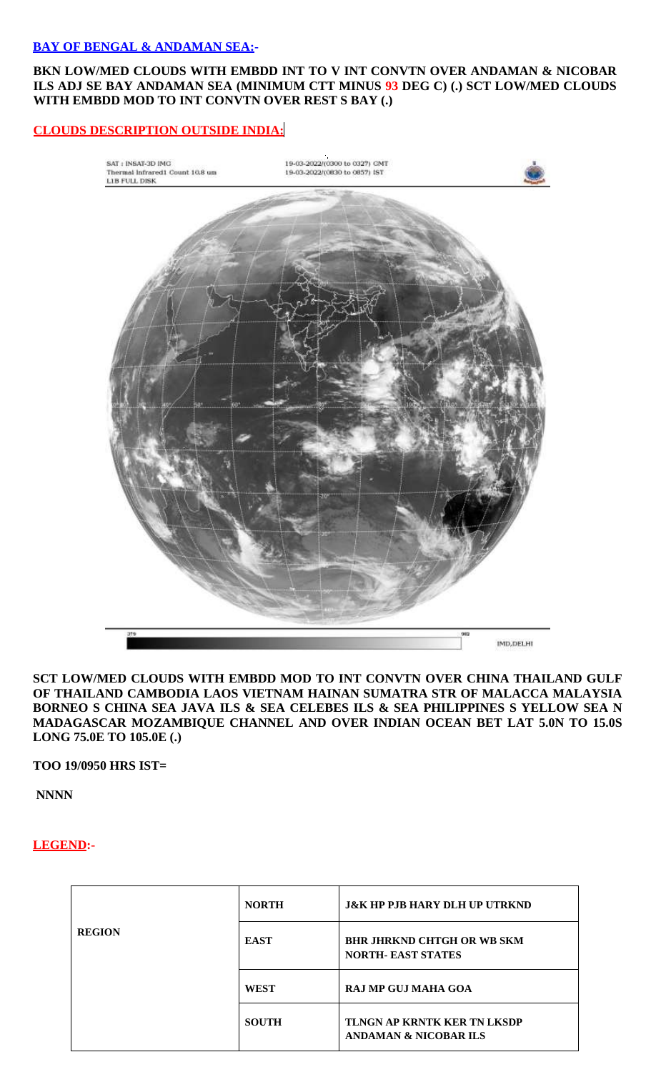**BAY OF BENGAL & ANDAMAN SEA:-**

**BKN LOW/MED CLOUDS WITH EMBDD INT TO V INT CONVTN OVER ANDAMAN & NICOBAR ILS ADJ SE BAY ANDAMAN SEA (MINIMUM CTT MINUS 93 DEG C) (.) SCT LOW/MED CLOUDS WITH EMBDD MOD TO INT CONVTN OVER REST S BAY (.)**

**CLOUDS DESCRIPTION OUTSIDE INDIA:**

**SCT LOW/MED CLOUDS WITH EMBDD MOD TO INT CONVTN OVER CHINA THAILAND GULF OF THAILAND CAMBODIA LAOS VIETNAM HAINAN SUMATRA STR OF MALACCA MALAYSIA BORNEO S CHINA SEA JAVA ILS & SEA CELEBES ILS & SEA PHILIPPINES S YELLOW SEA N MADAGASCAR MOZAMBIQUE CHANNEL AND OVER INDIAN OCEAN BET LAT 5.0N TO 15.0S LONG 75.0E TO 105.0E (.)**

**TOO 19/0950 HRS IST=**

**NNNN**

**LEGEND:-**

| | | |
|---|---|---|
| **REGION** | **NORTH** | **J&K HP PJB HARY DLH UP UTRKND** |
| | **EAST** | **BHR JHRKND CHTGH OR WB SKM NORTH- EAST STATES** |
| | **WEST** | **RAJ MP GUJ MAHA GOA** |
| | **SOUTH** | **TLNGN AP KRNTK KER TN LKSDP ANDAMAN & NICOBAR ILS** |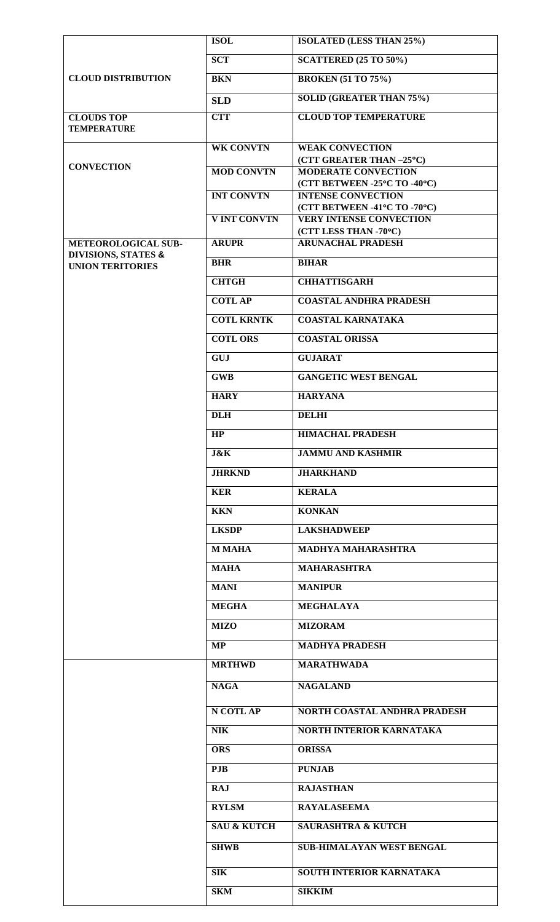| | | |
|---|---|---|
| **CLOUD DISTRIBUTION** | **ISOL** | **ISOLATED (LESS THAN 25%)** |
| | **SCT** | **SCATTERED (25 TO 50%)** |
| | **BKN** | **BROKEN (51 TO 75%)** |
| | **SLD** | **SOLID (GREATER THAN 75%)** |
| **CLOUDS TOP TEMPERATURE** | **CTT** | **CLOUD TOP TEMPERATURE** |
| **CONVECTION** | **WK CONVTN** | **WEAK CONVECTION (CTT GREATER THAN –25°C)** |
| | **MOD CONVTN** | **MODERATE CONVECTION (CTT BETWEEN -25°C TO -40°C)** |
| | **INT CONVTN** | **INTENSE CONVECTION (CTT BETWEEN -41°C TO -70°C)** |
| | **V INT CONVTN** | **VERY INTENSE CONVECTION (CTT LESS THAN -70°C)** |
| **METEOROLOGICAL SUB-DIVISIONS, STATES & UNION TERITORIES** | **ARUPR** | **ARUNACHAL PRADESH** |
| | **BHR** | **BIHAR** |
| | **CHTGH** | **CHHATTISGARH** |
| | **COTL AP** | **COASTAL ANDHRA PRADESH** |
| | **COTL KRNTK** | **COASTAL KARNATAKA** |
| | **COTL ORS** | **COASTAL ORISSA** |
| | **GUJ** | **GUJARAT** |
| | **GWB** | **GANGETIC WEST BENGAL** |
| | **HARY** | **HARYANA** |
| | **DLH** | **DELHI** |
| | **HP** | **HIMACHAL PRADESH** |
| | **J&K** | **JAMMU AND KASHMIR** |
| | **JHRKND** | **JHARKHAND** |
| | **KER** | **KERALA** |
| | **KKN** | **KONKAN** |
| | **LKSDP** | **LAKSHADWEEP** |
| | **M MAHA** | **MADHYA MAHARASHTRA** |
| | **MAHA** | **MAHARASHTRA** |
| | **MANI** | **MANIPUR** |
| | **MEGHA** | **MEGHALAYA** |
| | **MIZO** | **MIZORAM** |
| | **MP** | **MADHYA PRADESH** |
| | **MRTHWD** | **MARATHWADA** |
| | **NAGA** | **NAGALAND** |
| | **N COTL AP** | **NORTH COASTAL ANDHRA PRADESH** |
| | **NIK** | **NORTH INTERIOR KARNATAKA** |
| | **ORS** | **ORISSA** |
| | **PJB** | **PUNJAB** |
| | **RAJ** | **RAJASTHAN** |
| | **RYLSM** | **RAYALASEEMA** |
| | **SAU & KUTCH** | **SAURASHTRA & KUTCH** |
| | **SHWB** | **SUB-HIMALAYAN WEST BENGAL** |
| | **SIK** | **SOUTH INTERIOR KARNATAKA** |
| | **SKM** | **SIKKIM** |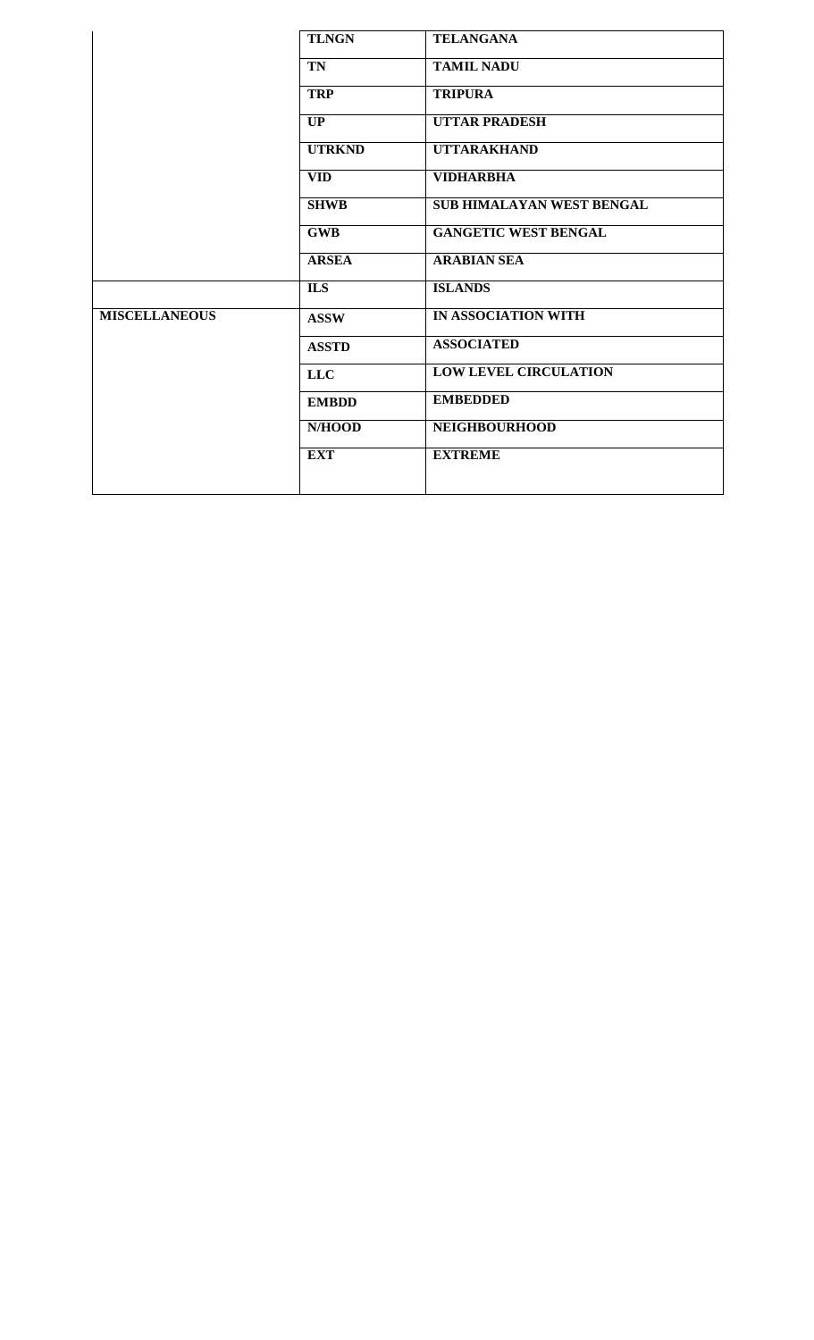| | | |
|---|---|---|
| | **TLNGN** | **TELANGANA** |
| | **TN** | **TAMIL NADU** |
| | **TRP** | **TRIPURA** |
| | **UP** | **UTTAR PRADESH** |
| | **UTRKND** | **UTTARAKHAND** |
| | **VID** | **VIDHARBHA** |
| | **SHWB** | **SUB HIMALAYAN WEST BENGAL** |
| | **GWB** | **GANGETIC WEST BENGAL** |
| | **ARSEA** | **ARABIAN SEA** |
| | **ILS** | **ISLANDS** |
| **MISCELLANEOUS** | **ASSW** | **IN ASSOCIATION WITH** |
| | **ASSTD** | **ASSOCIATED** |
| | **LLC** | **LOW LEVEL CIRCULATION** |
| | **EMBDD** | **EMBEDDED** |
| | **N/HOOD** | **NEIGHBOURHOOD** |
| | **EXT** | **EXTREME** |